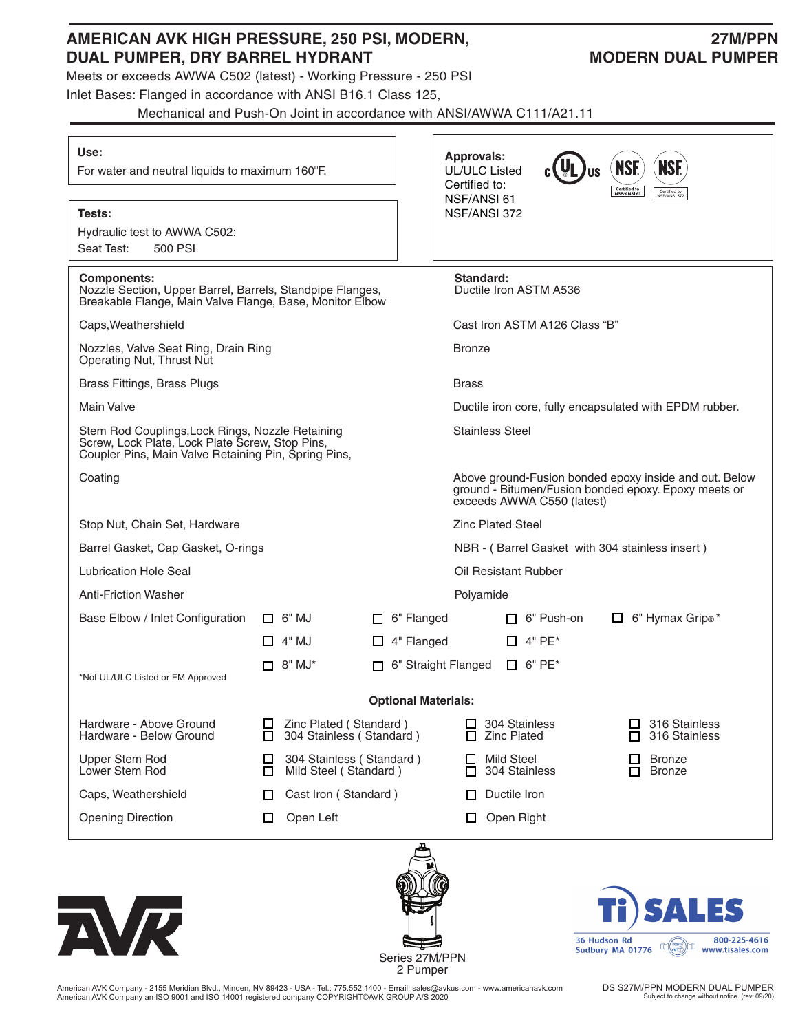# AMERICAN AVK HIGH PRESSURE, 250 PSI, MODERN, DUAL PUMPER, DRY BARREL HYDRANT

## 27M/PPN MODERN DUAL PUMPER

Meets or exceeds AWWA C502 (latest) - Working Pressure - 250 PSI

Inlet Bases: Flanged in accordance with ANSI B16.1 Class 125,
Mechanical and Push-On Joint in accordance with ANSI/AWWA C111/A21.11

**Use:**
For water and neutral liquids to maximum 160°F.

**Tests:**
Hydraulic test to AWWA C502:
Seat Test: 500 PSI

**Approvals:**
UL/ULC Listed
Certified to:
NSF/ANSI 61
NSF/ANSI 372

| **Components:** | **Standard:** |
|---|---|
| Nozzle Section, Upper Barrel, Barrels, Standpipe Flanges, Breakable Flange, Main Valve Flange, Base, Monitor Elbow | Ductile Iron ASTM A536 |
| Caps, Weathershield | Cast Iron ASTM A126 Class "B" |
| Nozzles, Valve Seat Ring, Drain Ring Operating Nut, Thrust Nut | Bronze |
| Brass Fittings, Brass Plugs | Brass |
| Main Valve | Ductile iron core, fully encapsulated with EPDM rubber. |
| Stem Rod Couplings, Lock Rings, Nozzle Retaining Screw, Lock Plate, Lock Plate Screw, Stop Pins, Coupler Pins, Main Valve Retaining Pin, Spring Pins, | Stainless Steel |
| Coating | Above ground-Fusion bonded epoxy inside and out. Below ground - Bitumen/Fusion bonded epoxy. Epoxy meets or exceeds AWWA C550 (latest) |
| Stop Nut, Chain Set, Hardware | Zinc Plated Steel |
| Barrel Gasket, Cap Gasket, O-rings | NBR - ( Barrel Gasket with 304 stainless insert ) |
| Lubrication Hole Seal | Oil Resistant Rubber |
| Anti-Friction Washer | Polyamide |

| Base Elbow / Inlet Configuration | | | | |
|---|---|---|---|---|
| | ☐ 6" MJ | ☐ 6" Flanged | ☐ 6" Push-on | ☐ 6" Hymax Grip®* |
| | ☐ 4" MJ | ☐ 4" Flanged | ☐ 4" PE* | |
| | ☐ 8" MJ* | ☐ 6" Straight Flanged | ☐ 6" PE* | |

*Not UL/ULC Listed or FM Approved

**Optional Materials:**

| | | | |
|---|---|---|---|
| Hardware - Above Ground | ☐ Zinc Plated ( Standard ) | ☐ 304 Stainless | ☐ 316 Stainless |
| Hardware - Below Ground | ☐ 304 Stainless ( Standard ) | ☐ Zinc Plated | ☐ 316 Stainless |
| Upper Stem Rod | ☐ 304 Stainless ( Standard ) | ☐ Mild Steel | ☐ Bronze |
| Lower Stem Rod | ☐ Mild Steel ( Standard ) | ☐ 304 Stainless | ☐ Bronze |
| Caps, Weathershield | ☐ Cast Iron ( Standard ) | ☐ Ductile Iron | |
| Opening Direction | ☐ Open Left | ☐ Open Right | |

Series 27M/PPN
2 Pumper

Ti SALES
36 Hudson Rd
Sudbury MA 01776
800-225-4616
www.tisales.com

American AVK Company - 2155 Meridian Blvd., Minden, NV 89423 - USA - Tel.: 775.552.1400 - Email: sales@avkus.com - www.americanavk.com
American AVK Company an ISO 9001 and ISO 14001 registered company COPYRIGHT©AVK GROUP A/S 2020

DS S27M/PPN MODERN DUAL PUMPER
Subject to change without notice. (rev. 09/20)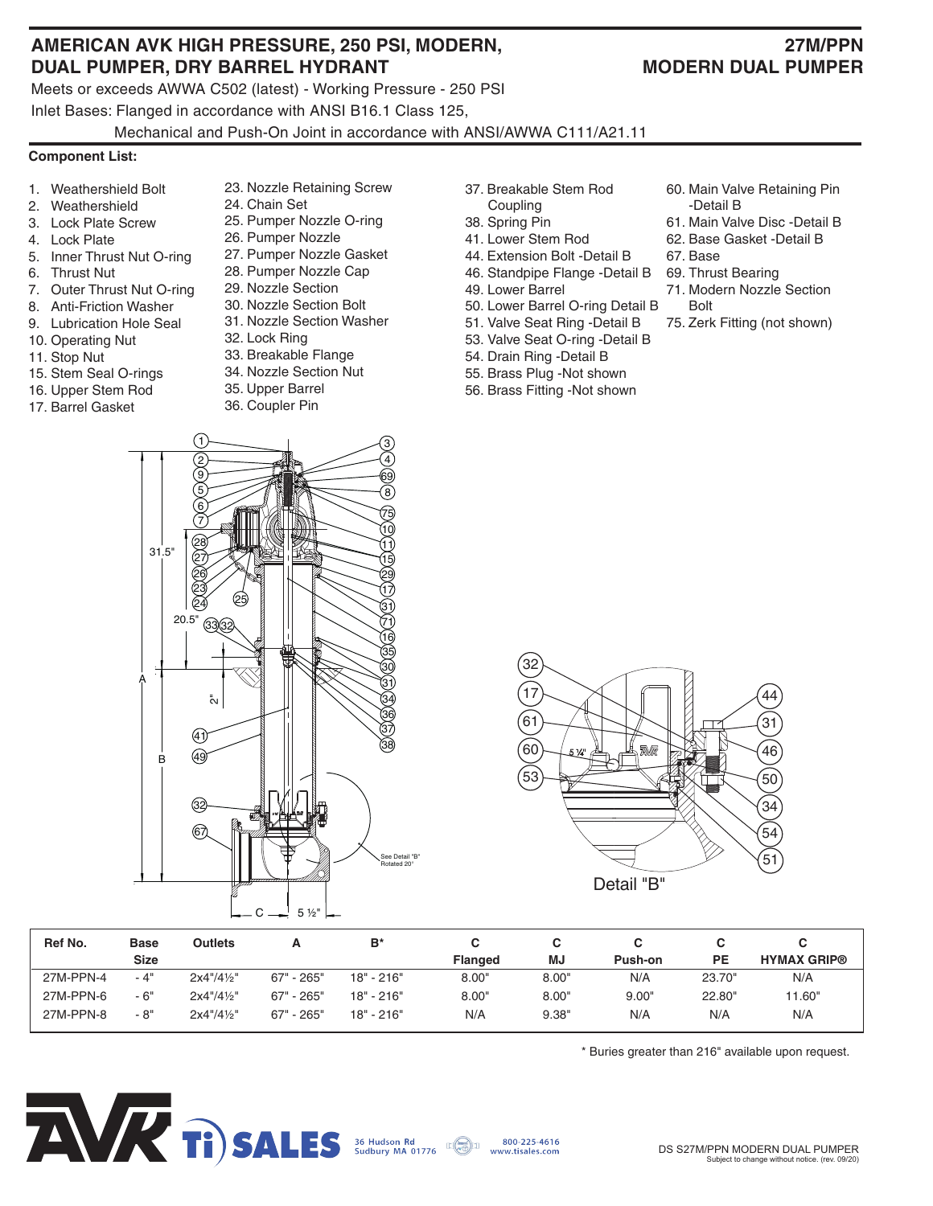# AMERICAN AVK HIGH PRESSURE, 250 PSI, MODERN, DUAL PUMPER, DRY BARREL HYDRANT

**27M/PPN MODERN DUAL PUMPER**

Meets or exceeds AWWA C502 (latest) - Working Pressure - 250 PSI

Inlet Bases: Flanged in accordance with ANSI B16.1 Class 125,

Mechanical and Push-On Joint in accordance with ANSI/AWWA C111/A21.11

**Component List:**

1. Weathershield Bolt
2. Weathershield
3. Lock Plate Screw
4. Lock Plate
5. Inner Thrust Nut O-ring
6. Thrust Nut
7. Outer Thrust Nut O-ring
8. Anti-Friction Washer
9. Lubrication Hole Seal
10. Operating Nut
11. Stop Nut
15. Stem Seal O-rings
16. Upper Stem Rod
17. Barrel Gasket
23. Nozzle Retaining Screw
24. Chain Set
25. Pumper Nozzle O-ring
26. Pumper Nozzle
27. Pumper Nozzle Gasket
28. Pumper Nozzle Cap
29. Nozzle Section
30. Nozzle Section Bolt
31. Nozzle Section Washer
32. Lock Ring
33. Breakable Flange
34. Nozzle Section Nut
35. Upper Barrel
36. Coupler Pin
37. Breakable Stem Rod Coupling
38. Spring Pin
41. Lower Stem Rod
44. Extension Bolt -Detail B
46. Standpipe Flange -Detail B
49. Lower Barrel
50. Lower Barrel O-ring Detail B
51. Valve Seat Ring -Detail B
53. Valve Seat O-ring -Detail B
54. Drain Ring -Detail B
55. Brass Plug -Not shown
56. Brass Fitting -Not shown
60. Main Valve Retaining Pin -Detail B
61. Main Valve Disc -Detail B
62. Base Gasket -Detail B
67. Base
69. Thrust Bearing
71. Modern Nozzle Section Bolt
75. Zerk Fitting (not shown)

31.5"
20.5"
2"
A
B
C
5 ½"
See Detail "B" Rotated 20°
5 ¼"
Detail "B"

| Ref No. | Base Size | Outlets | A | B* | C Flanged | C MJ | C Push-on | C PE | C HYMAX GRIP® |
|---|---|---|---|---|---|---|---|---|---|
| 27M-PPN-4 | - 4" | 2x4"/4½" | 67" - 265" | 18" - 216" | 8.00" | 8.00" | N/A | 23.70" | N/A |
| 27M-PPN-6 | - 6" | 2x4"/4½" | 67" - 265" | 18" - 216" | 8.00" | 8.00" | 9.00" | 22.80" | 11.60" |
| 27M-PPN-8 | - 8" | 2x4"/4½" | 67" - 265" | 18" - 216" | N/A | 9.38" | N/A | N/A | N/A |

\* Buries greater than 216" available upon request.

36 Hudson Rd
Sudbury MA 01776

800-225-4616
www.tisales.com

DS S27M/PPN MODERN DUAL PUMPER
Subject to change without notice. (rev. 09/20)